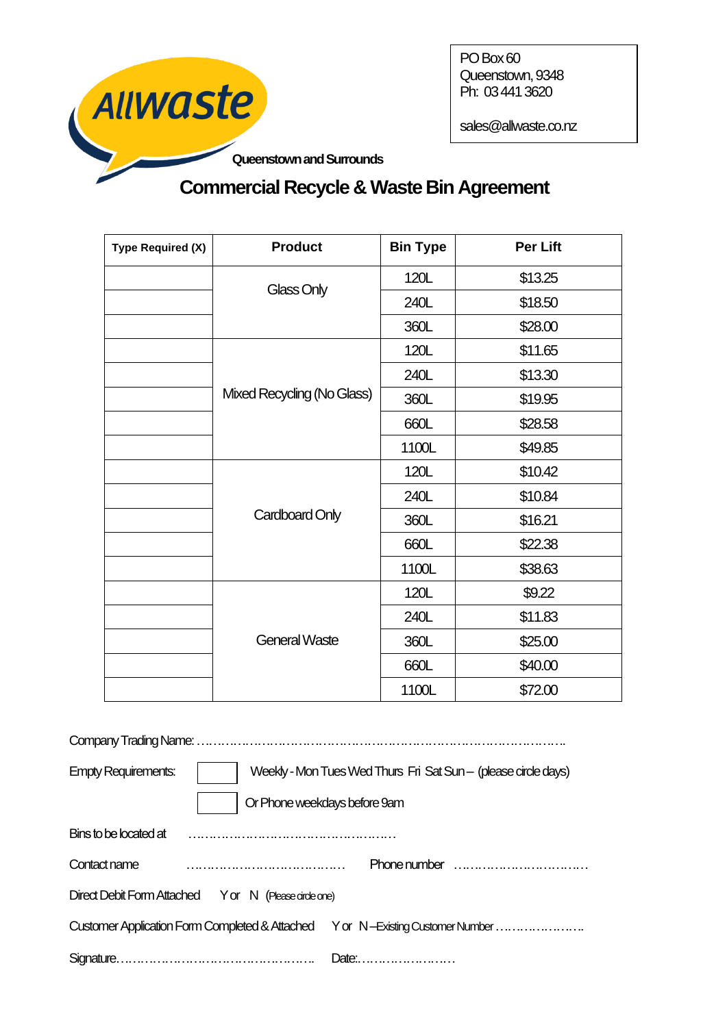Allwaste

Queenstown and Surrounds

PO Box 60
Queenstown, 9348
Ph: 03 441 3620

sales@allwaste.co.nz

# Commercial Recycle & Waste Bin Agreement

| Type Required (X) | Product | Bin Type | Per Lift |
|---|---|---|---|
| | Glass Only | 120L | $13.25 |
| | | 240L | $18.50 |
| | | 360L | $28.00 |
| | Mixed Recycling (No Glass) | 120L | $11.65 |
| | | 240L | $13.30 |
| | | 360L | $19.95 |
| | | 660L | $28.58 |
| | | 1100L | $49.85 |
| | Cardboard Only | 120L | $10.42 |
| | | 240L | $10.84 |
| | | 360L | $16.21 |
| | | 660L | $22.38 |
| | | 1100L | $38.63 |
| | General Waste | 120L | $9.22 |
| | | 240L | $11.83 |
| | | 360L | $25.00 |
| | | 660L | $40.00 |
| | | 1100L | $72.00 |

Company Trading Name: ……………………………………………………………………………..

Empty Requirements: ☐ Weekly - Mon Tues Wed Thurs Fri Sat Sun – (please circle days)

☐ Or Phone weekdays before 9am

Bins to be located at …………………………………………….

Contact name ………………………………… Phone number ……………………………

Direct Debit Form Attached Y or N (Please circle one)

Customer Application Form Completed & Attached Y or N –Existing Customer Number …………………..

Signature………………………………………….. Date:……………………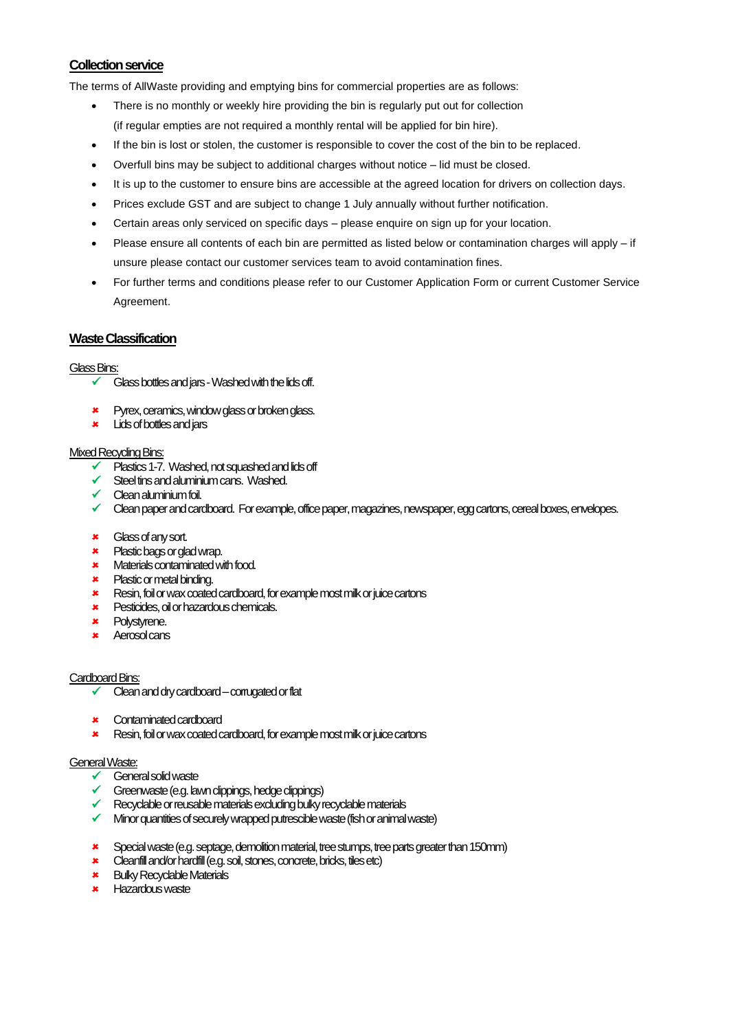## Collection service

The terms of AllWaste providing and emptying bins for commercial properties are as follows:

- There is no monthly or weekly hire providing the bin is regularly put out for collection (if regular empties are not required a monthly rental will be applied for bin hire).
- If the bin is lost or stolen, the customer is responsible to cover the cost of the bin to be replaced.
- Overfull bins may be subject to additional charges without notice – lid must be closed.
- It is up to the customer to ensure bins are accessible at the agreed location for drivers on collection days.
- Prices exclude GST and are subject to change 1 July annually without further notification.
- Certain areas only serviced on specific days – please enquire on sign up for your location.
- Please ensure all contents of each bin are permitted as listed below or contamination charges will apply – if unsure please contact our customer services team to avoid contamination fines.
- For further terms and conditions please refer to our Customer Application Form or current Customer Service Agreement.

## Waste Classification

Glass Bins:

- ✓ Glass bottles and jars - Washed with the lids off.

- ✗ Pyrex, ceramics, window glass or broken glass.
- ✗ Lids of bottles and jars

Mixed Recycling Bins:

- ✓ Plastics 1-7. Washed, not squashed and lids off
- ✓ Steel tins and aluminium cans. Washed.
- ✓ Clean aluminium foil.
- ✓ Clean paper and cardboard. For example, office paper, magazines, newspaper, egg cartons, cereal boxes, envelopes.

- ✗ Glass of any sort.
- ✗ Plastic bags or glad wrap.
- ✗ Materials contaminated with food.
- ✗ Plastic or metal binding.
- ✗ Resin, foil or wax coated cardboard, for example most milk or juice cartons
- ✗ Pesticides, oil or hazardous chemicals.
- ✗ Polystyrene.
- ✗ Aerosol cans

Cardboard Bins:

- ✓ Clean and dry cardboard – corrugated or flat

- ✗ Contaminated cardboard
- ✗ Resin, foil or wax coated cardboard, for example most milk or juice cartons

General Waste:

- ✓ General solid waste
- ✓ Greenwaste (e.g. lawn clippings, hedge clippings)
- ✓ Recyclable or reusable materials excluding bulky recyclable materials
- ✓ Minor quantities of securely wrapped putrescible waste (fish or animal waste)

- ✗ Special waste (e.g. septage, demolition material, tree stumps, tree parts greater than 150mm)
- ✗ Cleanfill and/or hardfill (e.g. soil, stones, concrete, bricks, tiles etc)
- ✗ Bulky Recyclable Materials
- ✗ Hazardous waste